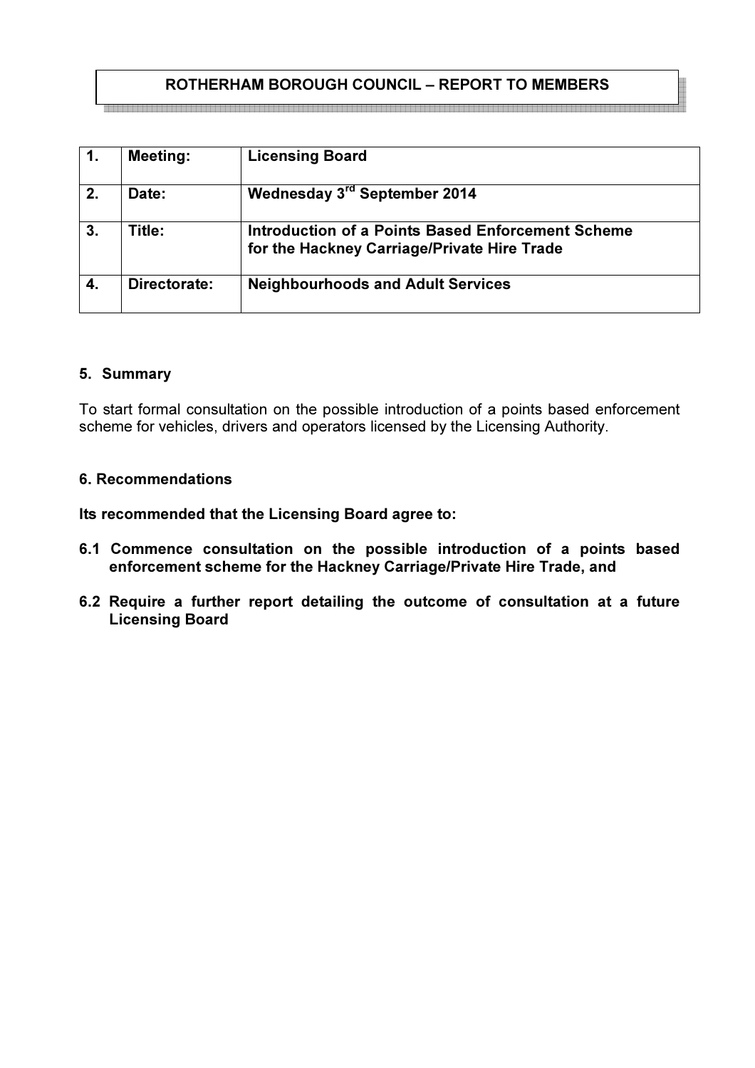**ROTHERHAM BOROUGH COUNCIL – REPORT TO MEMBERS**

| | | |
|---|---|---|
| **1.** | **Meeting:** | **Licensing Board** |
| **2.** | **Date:** | **Wednesday 3rd September 2014** |
| **3.** | **Title:** | **Introduction of a Points Based Enforcement Scheme for the Hackney Carriage/Private Hire Trade** |
| **4.** | **Directorate:** | **Neighbourhoods and Adult Services** |

### 5. Summary

To start formal consultation on the possible introduction of a points based enforcement scheme for vehicles, drivers and operators licensed by the Licensing Authority.

### 6. Recommendations

**Its recommended that the Licensing Board agree to:**

**6.1 Commence consultation on the possible introduction of a points based enforcement scheme for the Hackney Carriage/Private Hire Trade, and**

**6.2 Require a further report detailing the outcome of consultation at a future Licensing Board**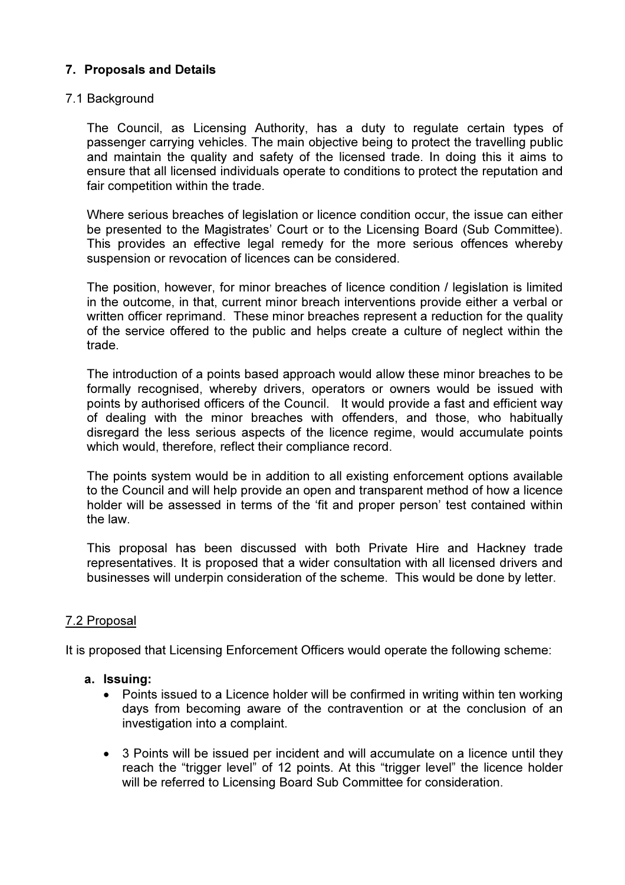## 7. Proposals and Details

### 7.1 Background

The Council, as Licensing Authority, has a duty to regulate certain types of passenger carrying vehicles. The main objective being to protect the travelling public and maintain the quality and safety of the licensed trade. In doing this it aims to ensure that all licensed individuals operate to conditions to protect the reputation and fair competition within the trade.

Where serious breaches of legislation or licence condition occur, the issue can either be presented to the Magistrates' Court or to the Licensing Board (Sub Committee). This provides an effective legal remedy for the more serious offences whereby suspension or revocation of licences can be considered.

The position, however, for minor breaches of licence condition / legislation is limited in the outcome, in that, current minor breach interventions provide either a verbal or written officer reprimand. These minor breaches represent a reduction for the quality of the service offered to the public and helps create a culture of neglect within the trade.

The introduction of a points based approach would allow these minor breaches to be formally recognised, whereby drivers, operators or owners would be issued with points by authorised officers of the Council. It would provide a fast and efficient way of dealing with the minor breaches with offenders, and those, who habitually disregard the less serious aspects of the licence regime, would accumulate points which would, therefore, reflect their compliance record.

The points system would be in addition to all existing enforcement options available to the Council and will help provide an open and transparent method of how a licence holder will be assessed in terms of the 'fit and proper person' test contained within the law.

This proposal has been discussed with both Private Hire and Hackney trade representatives. It is proposed that a wider consultation with all licensed drivers and businesses will underpin consideration of the scheme. This would be done by letter.

### 7.2 Proposal

It is proposed that Licensing Enforcement Officers would operate the following scheme:

**a. Issuing:**

- Points issued to a Licence holder will be confirmed in writing within ten working days from becoming aware of the contravention or at the conclusion of an investigation into a complaint.
- 3 Points will be issued per incident and will accumulate on a licence until they reach the "trigger level" of 12 points. At this "trigger level" the licence holder will be referred to Licensing Board Sub Committee for consideration.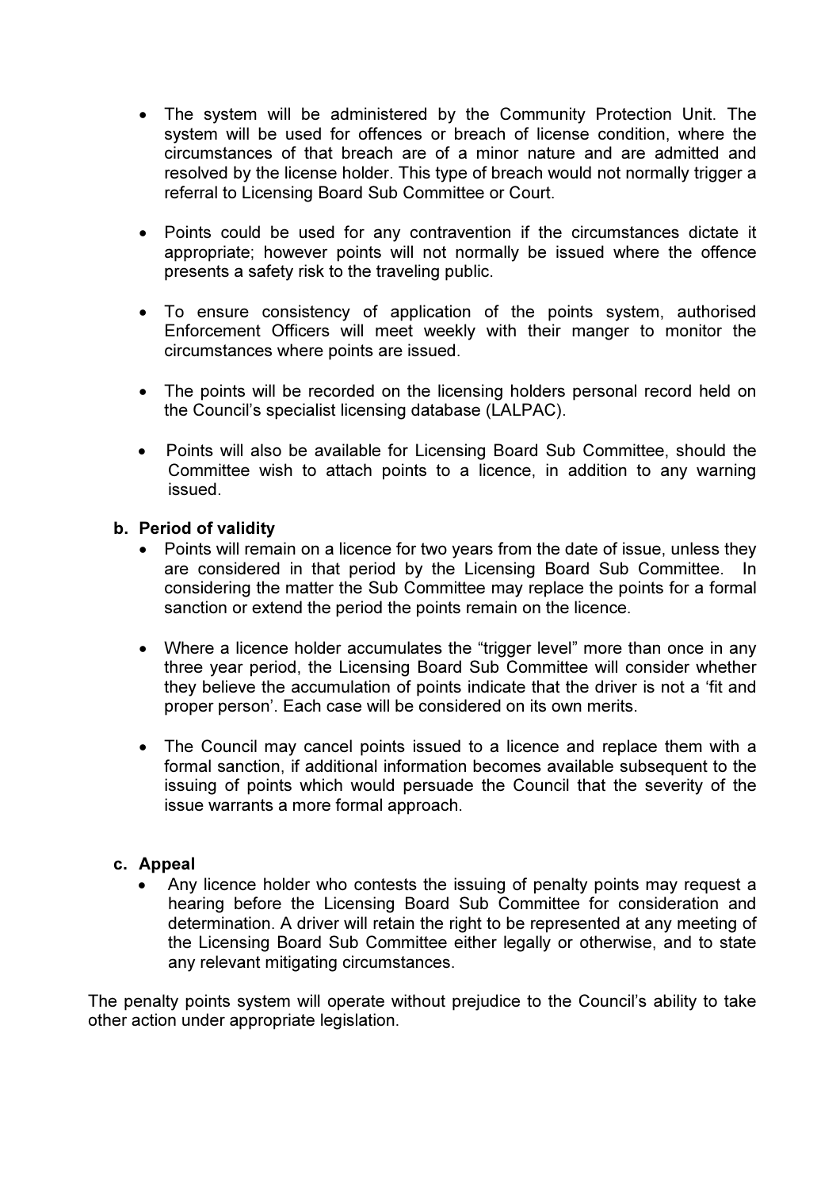- The system will be administered by the Community Protection Unit. The system will be used for offences or breach of license condition, where the circumstances of that breach are of a minor nature and are admitted and resolved by the license holder. This type of breach would not normally trigger a referral to Licensing Board Sub Committee or Court.

- Points could be used for any contravention if the circumstances dictate it appropriate; however points will not normally be issued where the offence presents a safety risk to the traveling public.

- To ensure consistency of application of the points system, authorised Enforcement Officers will meet weekly with their manger to monitor the circumstances where points are issued.

- The points will be recorded on the licensing holders personal record held on the Council's specialist licensing database (LALPAC).

- Points will also be available for Licensing Board Sub Committee, should the Committee wish to attach points to a licence, in addition to any warning issued.

**b. Period of validity**

- Points will remain on a licence for two years from the date of issue, unless they are considered in that period by the Licensing Board Sub Committee. In considering the matter the Sub Committee may replace the points for a formal sanction or extend the period the points remain on the licence.

- Where a licence holder accumulates the "trigger level" more than once in any three year period, the Licensing Board Sub Committee will consider whether they believe the accumulation of points indicate that the driver is not a 'fit and proper person'. Each case will be considered on its own merits.

- The Council may cancel points issued to a licence and replace them with a formal sanction, if additional information becomes available subsequent to the issuing of points which would persuade the Council that the severity of the issue warrants a more formal approach.

**c. Appeal**

- Any licence holder who contests the issuing of penalty points may request a hearing before the Licensing Board Sub Committee for consideration and determination. A driver will retain the right to be represented at any meeting of the Licensing Board Sub Committee either legally or otherwise, and to state any relevant mitigating circumstances.

The penalty points system will operate without prejudice to the Council's ability to take other action under appropriate legislation.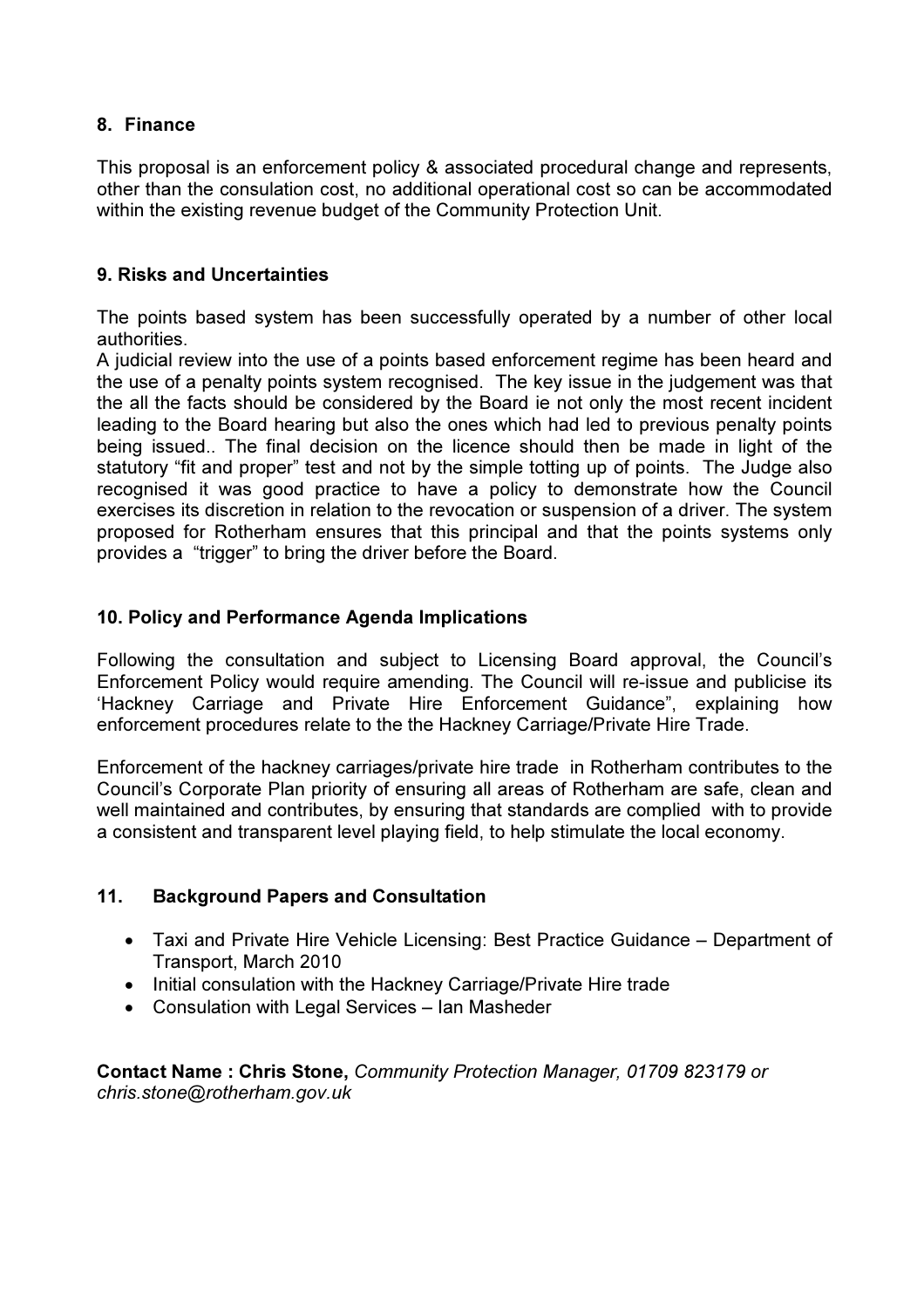## 8. Finance

This proposal is an enforcement policy & associated procedural change and represents, other than the consulation cost, no additional operational cost so can be accommodated within the existing revenue budget of the Community Protection Unit.

## 9. Risks and Uncertainties

The points based system has been successfully operated by a number of other local authorities.
A judicial review into the use of a points based enforcement regime has been heard and the use of a penalty points system recognised. The key issue in the judgement was that the all the facts should be considered by the Board ie not only the most recent incident leading to the Board hearing but also the ones which had led to previous penalty points being issued.. The final decision on the licence should then be made in light of the statutory "fit and proper" test and not by the simple totting up of points. The Judge also recognised it was good practice to have a policy to demonstrate how the Council exercises its discretion in relation to the revocation or suspension of a driver. The system proposed for Rotherham ensures that this principal and that the points systems only provides a "trigger" to bring the driver before the Board.

## 10. Policy and Performance Agenda Implications

Following the consultation and subject to Licensing Board approval, the Council's Enforcement Policy would require amending. The Council will re-issue and publicise its 'Hackney Carriage and Private Hire Enforcement Guidance", explaining how enforcement procedures relate to the the Hackney Carriage/Private Hire Trade.

Enforcement of the hackney carriages/private hire trade in Rotherham contributes to the Council's Corporate Plan priority of ensuring all areas of Rotherham are safe, clean and well maintained and contributes, by ensuring that standards are complied with to provide a consistent and transparent level playing field, to help stimulate the local economy.

## 11. Background Papers and Consultation

- Taxi and Private Hire Vehicle Licensing: Best Practice Guidance – Department of Transport, March 2010
- Initial consulation with the Hackney Carriage/Private Hire trade
- Consulation with Legal Services – Ian Masheder

**Contact Name : Chris Stone,** *Community Protection Manager, 01709 823179 or chris.stone@rotherham.gov.uk*